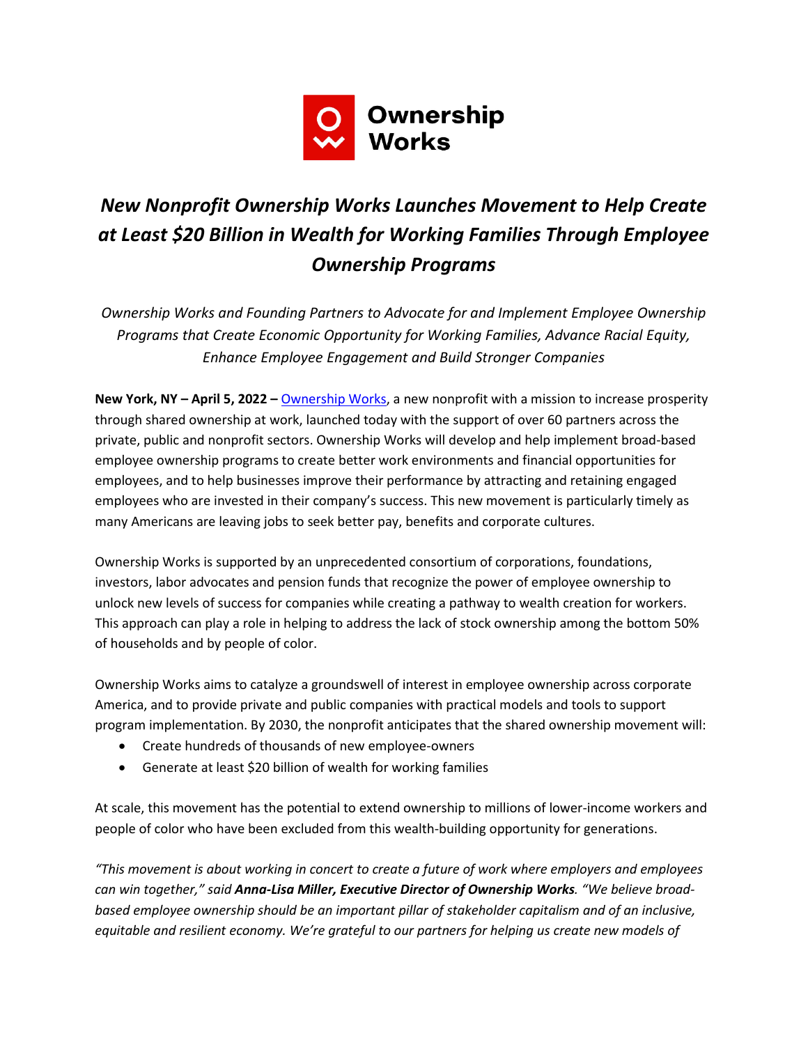Ownership Works

# *New Nonprofit Ownership Works Launches Movement to Help Create at Least $20 Billion in Wealth for Working Families Through Employee Ownership Programs*

*Ownership Works and Founding Partners to Advocate for and Implement Employee Ownership Programs that Create Economic Opportunity for Working Families, Advance Racial Equity, Enhance Employee Engagement and Build Stronger Companies*

**New York, NY – April 5, 2022 –** Ownership Works, a new nonprofit with a mission to increase prosperity through shared ownership at work, launched today with the support of over 60 partners across the private, public and nonprofit sectors. Ownership Works will develop and help implement broad-based employee ownership programs to create better work environments and financial opportunities for employees, and to help businesses improve their performance by attracting and retaining engaged employees who are invested in their company's success. This new movement is particularly timely as many Americans are leaving jobs to seek better pay, benefits and corporate cultures.

Ownership Works is supported by an unprecedented consortium of corporations, foundations, investors, labor advocates and pension funds that recognize the power of employee ownership to unlock new levels of success for companies while creating a pathway to wealth creation for workers. This approach can play a role in helping to address the lack of stock ownership among the bottom 50% of households and by people of color.

Ownership Works aims to catalyze a groundswell of interest in employee ownership across corporate America, and to provide private and public companies with practical models and tools to support program implementation. By 2030, the nonprofit anticipates that the shared ownership movement will:

- Create hundreds of thousands of new employee-owners
- Generate at least $20 billion of wealth for working families

At scale, this movement has the potential to extend ownership to millions of lower-income workers and people of color who have been excluded from this wealth-building opportunity for generations.

*"This movement is about working in concert to create a future of work where employers and employees can win together," said* ***Anna-Lisa Miller, Executive Director of Ownership Works****. "We believe broad-based employee ownership should be an important pillar of stakeholder capitalism and of an inclusive, equitable and resilient economy. We're grateful to our partners for helping us create new models of*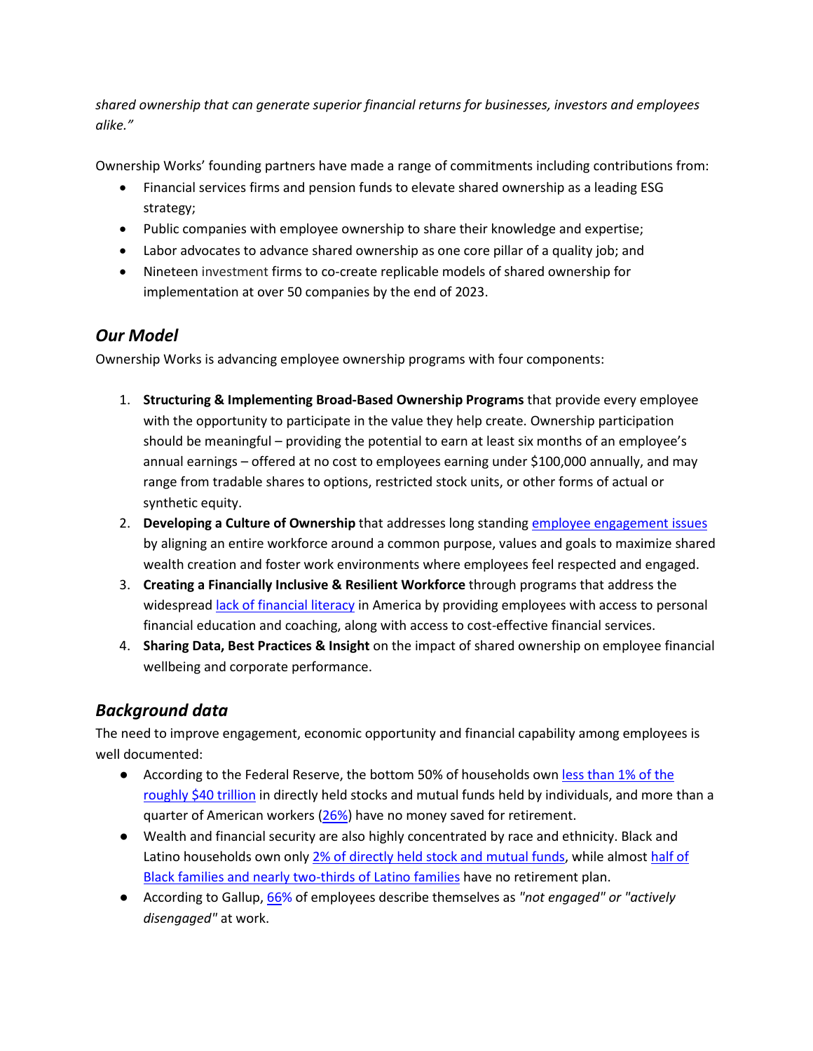*shared ownership that can generate superior financial returns for businesses, investors and employees alike."*

Ownership Works' founding partners have made a range of commitments including contributions from:

- Financial services firms and pension funds to elevate shared ownership as a leading ESG strategy;
- Public companies with employee ownership to share their knowledge and expertise;
- Labor advocates to advance shared ownership as one core pillar of a quality job; and
- Nineteen investment firms to co-create replicable models of shared ownership for implementation at over 50 companies by the end of 2023.

## *Our Model*

Ownership Works is advancing employee ownership programs with four components:

1. **Structuring & Implementing Broad-Based Ownership Programs** that provide every employee with the opportunity to participate in the value they help create. Ownership participation should be meaningful – providing the potential to earn at least six months of an employee's annual earnings – offered at no cost to employees earning under $100,000 annually, and may range from tradable shares to options, restricted stock units, or other forms of actual or synthetic equity.
2. **Developing a Culture of Ownership** that addresses long standing employee engagement issues by aligning an entire workforce around a common purpose, values and goals to maximize shared wealth creation and foster work environments where employees feel respected and engaged.
3. **Creating a Financially Inclusive & Resilient Workforce** through programs that address the widespread lack of financial literacy in America by providing employees with access to personal financial education and coaching, along with access to cost-effective financial services.
4. **Sharing Data, Best Practices & Insight** on the impact of shared ownership on employee financial wellbeing and corporate performance.

## *Background data*

The need to improve engagement, economic opportunity and financial capability among employees is well documented:

- According to the Federal Reserve, the bottom 50% of households own less than 1% of the roughly $40 trillion in directly held stocks and mutual funds held by individuals, and more than a quarter of American workers (26%) have no money saved for retirement.
- Wealth and financial security are also highly concentrated by race and ethnicity. Black and Latino households own only 2% of directly held stock and mutual funds, while almost half of Black families and nearly two-thirds of Latino families have no retirement plan.
- According to Gallup, 66% of employees describe themselves as *"not engaged" or "actively disengaged"* at work.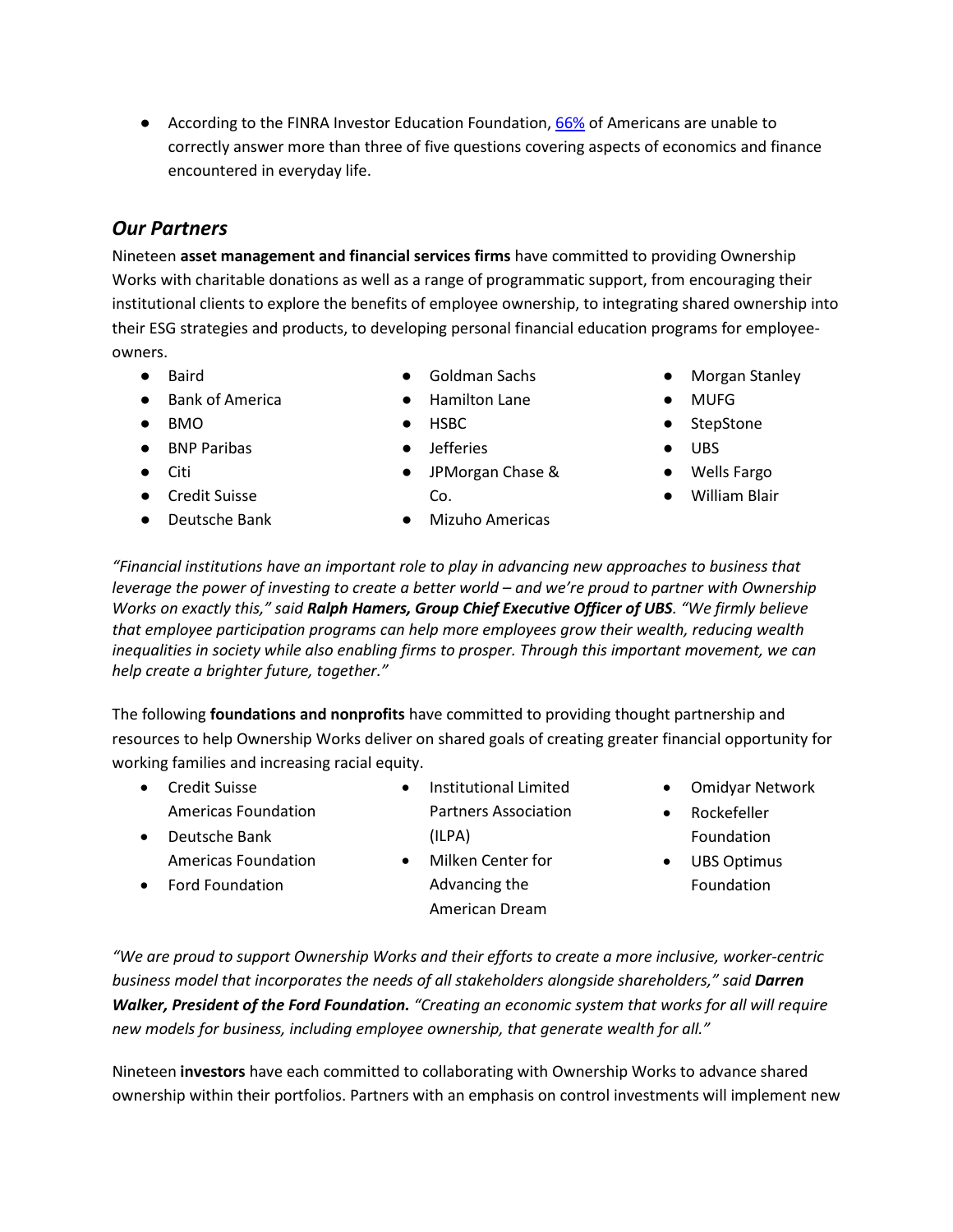- According to the FINRA Investor Education Foundation, [66%](#) of Americans are unable to correctly answer more than three of five questions covering aspects of economics and finance encountered in everyday life.

## *Our Partners*

Nineteen **asset management and financial services firms** have committed to providing Ownership Works with charitable donations as well as a range of programmatic support, from encouraging their institutional clients to explore the benefits of employee ownership, to integrating shared ownership into their ESG strategies and products, to developing personal financial education programs for employee-owners.

- Baird
- Bank of America
- BMO
- BNP Paribas
- Citi
- Credit Suisse
- Deutsche Bank
- Goldman Sachs
- Hamilton Lane
- HSBC
- Jefferies
- JPMorgan Chase & Co.
- Mizuho Americas
- Morgan Stanley
- MUFG
- StepStone
- UBS
- Wells Fargo
- William Blair

*"Financial institutions have an important role to play in advancing new approaches to business that leverage the power of investing to create a better world – and we're proud to partner with Ownership Works on exactly this," said **Ralph Hamers, Group Chief Executive Officer of UBS**. "We firmly believe that employee participation programs can help more employees grow their wealth, reducing wealth inequalities in society while also enabling firms to prosper. Through this important movement, we can help create a brighter future, together."*

The following **foundations and nonprofits** have committed to providing thought partnership and resources to help Ownership Works deliver on shared goals of creating greater financial opportunity for working families and increasing racial equity.

- Credit Suisse Americas Foundation
- Deutsche Bank Americas Foundation
- Ford Foundation
- Institutional Limited Partners Association (ILPA)
- Milken Center for Advancing the American Dream
- Omidyar Network
- Rockefeller Foundation
- UBS Optimus Foundation

*"We are proud to support Ownership Works and their efforts to create a more inclusive, worker-centric business model that incorporates the needs of all stakeholders alongside shareholders," said **Darren Walker, President of the Ford Foundation.** "Creating an economic system that works for all will require new models for business, including employee ownership, that generate wealth for all."*

Nineteen **investors** have each committed to collaborating with Ownership Works to advance shared ownership within their portfolios. Partners with an emphasis on control investments will implement new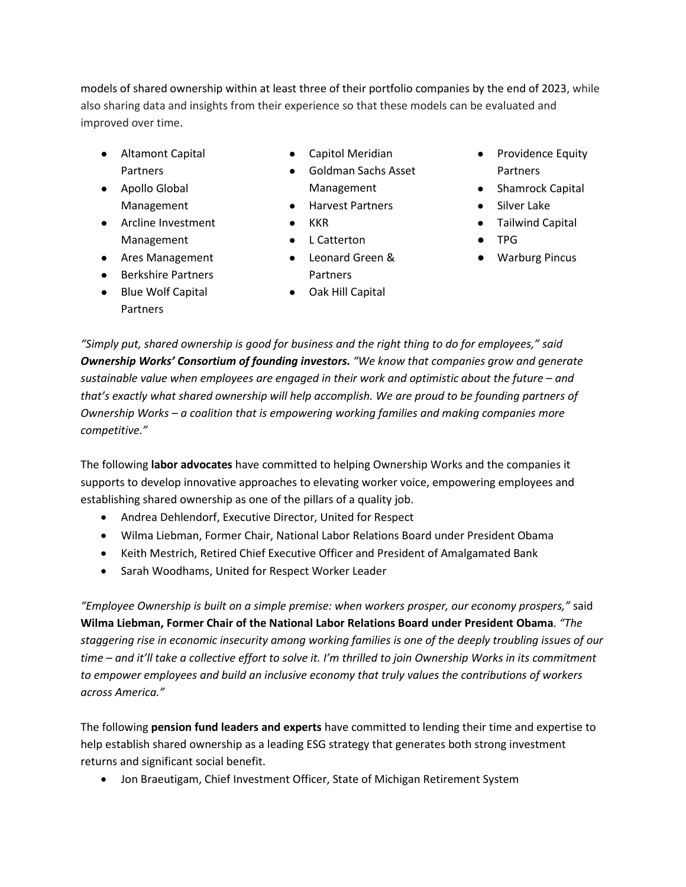models of shared ownership within at least three of their portfolio companies by the end of 2023, while also sharing data and insights from their experience so that these models can be evaluated and improved over time.

- Altamont Capital Partners
- Apollo Global Management
- Arcline Investment Management
- Ares Management
- Berkshire Partners
- Blue Wolf Capital Partners
- Capitol Meridian
- Goldman Sachs Asset Management
- Harvest Partners
- KKR
- L Catterton
- Leonard Green & Partners
- Oak Hill Capital
- Providence Equity Partners
- Shamrock Capital
- Silver Lake
- Tailwind Capital
- TPG
- Warburg Pincus

*"Simply put, shared ownership is good for business and the right thing to do for employees," said* ***Ownership Works' Consortium of founding investors.*** *"We know that companies grow and generate sustainable value when employees are engaged in their work and optimistic about the future – and that's exactly what shared ownership will help accomplish. We are proud to be founding partners of Ownership Works – a coalition that is empowering working families and making companies more competitive."*

The following **labor advocates** have committed to helping Ownership Works and the companies it supports to develop innovative approaches to elevating worker voice, empowering employees and establishing shared ownership as one of the pillars of a quality job.

- Andrea Dehlendorf, Executive Director, United for Respect
- Wilma Liebman, Former Chair, National Labor Relations Board under President Obama
- Keith Mestrich, Retired Chief Executive Officer and President of Amalgamated Bank
- Sarah Woodhams, United for Respect Worker Leader

*"Employee Ownership is built on a simple premise: when workers prosper, our economy prospers,"* said **Wilma Liebman, Former Chair of the National Labor Relations Board under President Obama**. *"The staggering rise in economic insecurity among working families is one of the deeply troubling issues of our time – and it'll take a collective effort to solve it. I'm thrilled to join Ownership Works in its commitment to empower employees and build an inclusive economy that truly values the contributions of workers across America."*

The following **pension fund leaders and experts** have committed to lending their time and expertise to help establish shared ownership as a leading ESG strategy that generates both strong investment returns and significant social benefit.

- Jon Braeutigam, Chief Investment Officer, State of Michigan Retirement System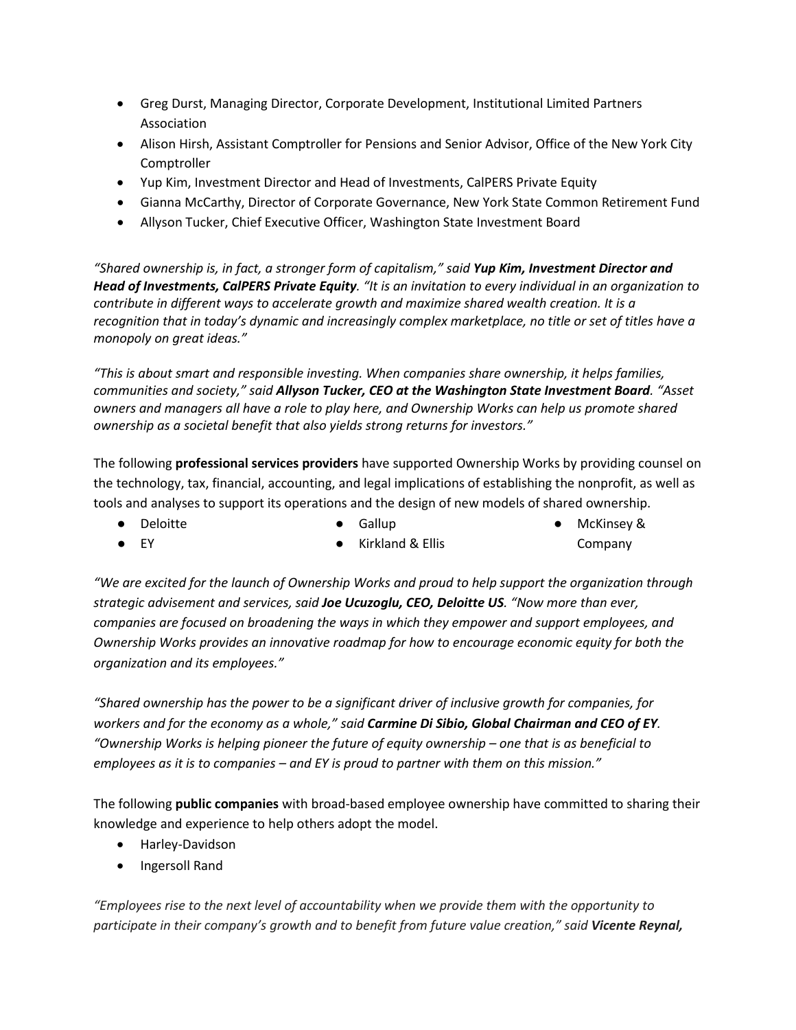- Greg Durst, Managing Director, Corporate Development, Institutional Limited Partners Association
- Alison Hirsh, Assistant Comptroller for Pensions and Senior Advisor, Office of the New York City Comptroller
- Yup Kim, Investment Director and Head of Investments, CalPERS Private Equity
- Gianna McCarthy, Director of Corporate Governance, New York State Common Retirement Fund
- Allyson Tucker, Chief Executive Officer, Washington State Investment Board

*"Shared ownership is, in fact, a stronger form of capitalism," said **Yup Kim, Investment Director and Head of Investments, CalPERS Private Equity**. "It is an invitation to every individual in an organization to contribute in different ways to accelerate growth and maximize shared wealth creation. It is a recognition that in today's dynamic and increasingly complex marketplace, no title or set of titles have a monopoly on great ideas."*

*"This is about smart and responsible investing. When companies share ownership, it helps families, communities and society," said **Allyson Tucker, CEO at the Washington State Investment Board**. "Asset owners and managers all have a role to play here, and Ownership Works can help us promote shared ownership as a societal benefit that also yields strong returns for investors."*

The following **professional services providers** have supported Ownership Works by providing counsel on the technology, tax, financial, accounting, and legal implications of establishing the nonprofit, as well as tools and analyses to support its operations and the design of new models of shared ownership.

- Deloitte
- EY
- Gallup
- Kirkland & Ellis
- McKinsey & Company

*"We are excited for the launch of Ownership Works and proud to help support the organization through strategic advisement and services, said **Joe Ucuzoglu, CEO, Deloitte US**. "Now more than ever, companies are focused on broadening the ways in which they empower and support employees, and Ownership Works provides an innovative roadmap for how to encourage economic equity for both the organization and its employees."*

*"Shared ownership has the power to be a significant driver of inclusive growth for companies, for workers and for the economy as a whole," said **Carmine Di Sibio, Global Chairman and CEO of EY**. "Ownership Works is helping pioneer the future of equity ownership – one that is as beneficial to employees as it is to companies – and EY is proud to partner with them on this mission."*

The following **public companies** with broad-based employee ownership have committed to sharing their knowledge and experience to help others adopt the model.

- Harley-Davidson
- Ingersoll Rand

*"Employees rise to the next level of accountability when we provide them with the opportunity to participate in their company's growth and to benefit from future value creation," said **Vicente Reynal,***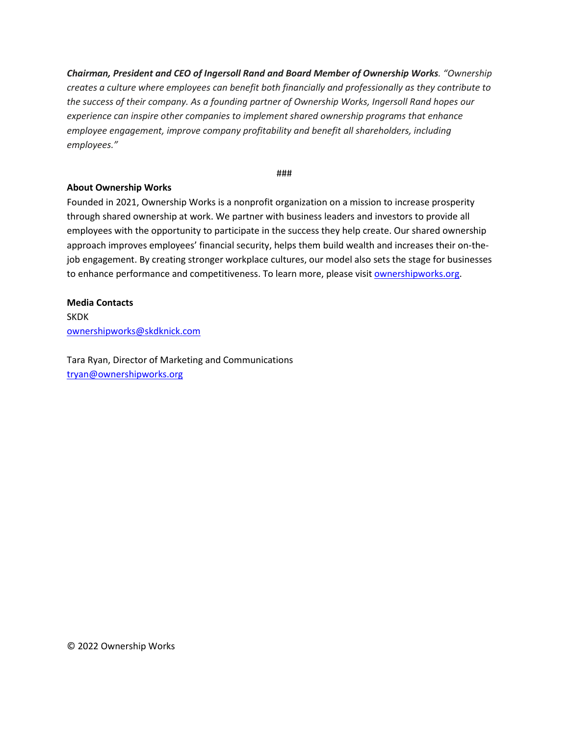***Chairman, President and CEO of Ingersoll Rand and Board Member of Ownership Works****. "Ownership creates a culture where employees can benefit both financially and professionally as they contribute to the success of their company. As a founding partner of Ownership Works, Ingersoll Rand hopes our experience can inspire other companies to implement shared ownership programs that enhance employee engagement, improve company profitability and benefit all shareholders, including employees."*

###

**About Ownership Works**

Founded in 2021, Ownership Works is a nonprofit organization on a mission to increase prosperity through shared ownership at work. We partner with business leaders and investors to provide all employees with the opportunity to participate in the success they help create. Our shared ownership approach improves employees' financial security, helps them build wealth and increases their on-the-job engagement. By creating stronger workplace cultures, our model also sets the stage for businesses to enhance performance and competitiveness. To learn more, please visit ownershipworks.org.

**Media Contacts**

SKDK
ownershipworks@skdknick.com

Tara Ryan, Director of Marketing and Communications
tryan@ownershipworks.org

© 2022 Ownership Works